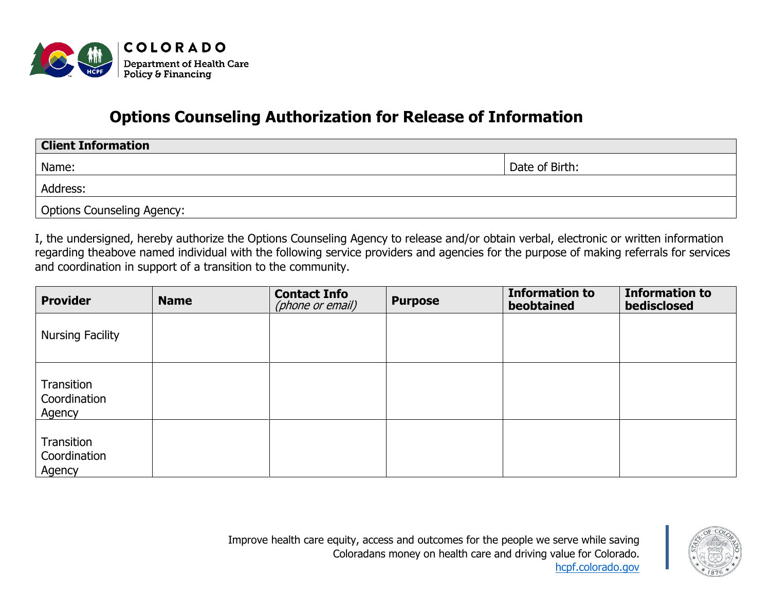COLORADO
Department of Health Care Policy & Financing

# Options Counseling Authorization for Release of Information

| Client Information | |
|---|---|
| Name: | Date of Birth: |
| Address: | |
| Options Counseling Agency: | |

I, the undersigned, hereby authorize the Options Counseling Agency to release and/or obtain verbal, electronic or written information regarding theabove named individual with the following service providers and agencies for the purpose of making referrals for services and coordination in support of a transition to the community.

| Provider | Name | Contact Info *(phone or email)* | Purpose | Information to beobtained | Information to bedisclosed |
|---|---|---|---|---|---|
| Nursing Facility | | | | | |
| Transition Coordination Agency | | | | | |
| Transition Coordination Agency | | | | | |

Improve health care equity, access and outcomes for the people we serve while saving Coloradans money on health care and driving value for Colorado.
hcpf.colorado.gov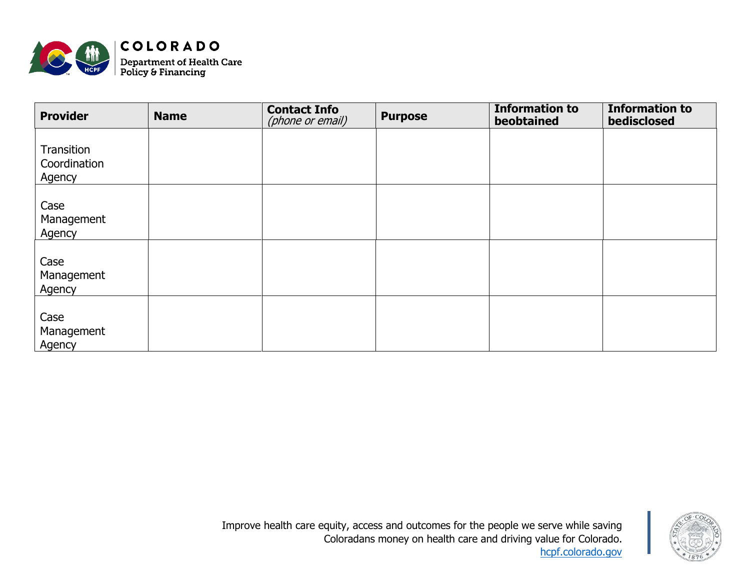| Provider | Name | Contact Info *(phone or email)* | Purpose | Information to beobtained | Information to bedisclosed |
|---|---|---|---|---|---|
| Transition Coordination Agency | | | | | |
| Case Management Agency | | | | | |
| Case Management Agency | | | | | |
| Case Management Agency | | | | | |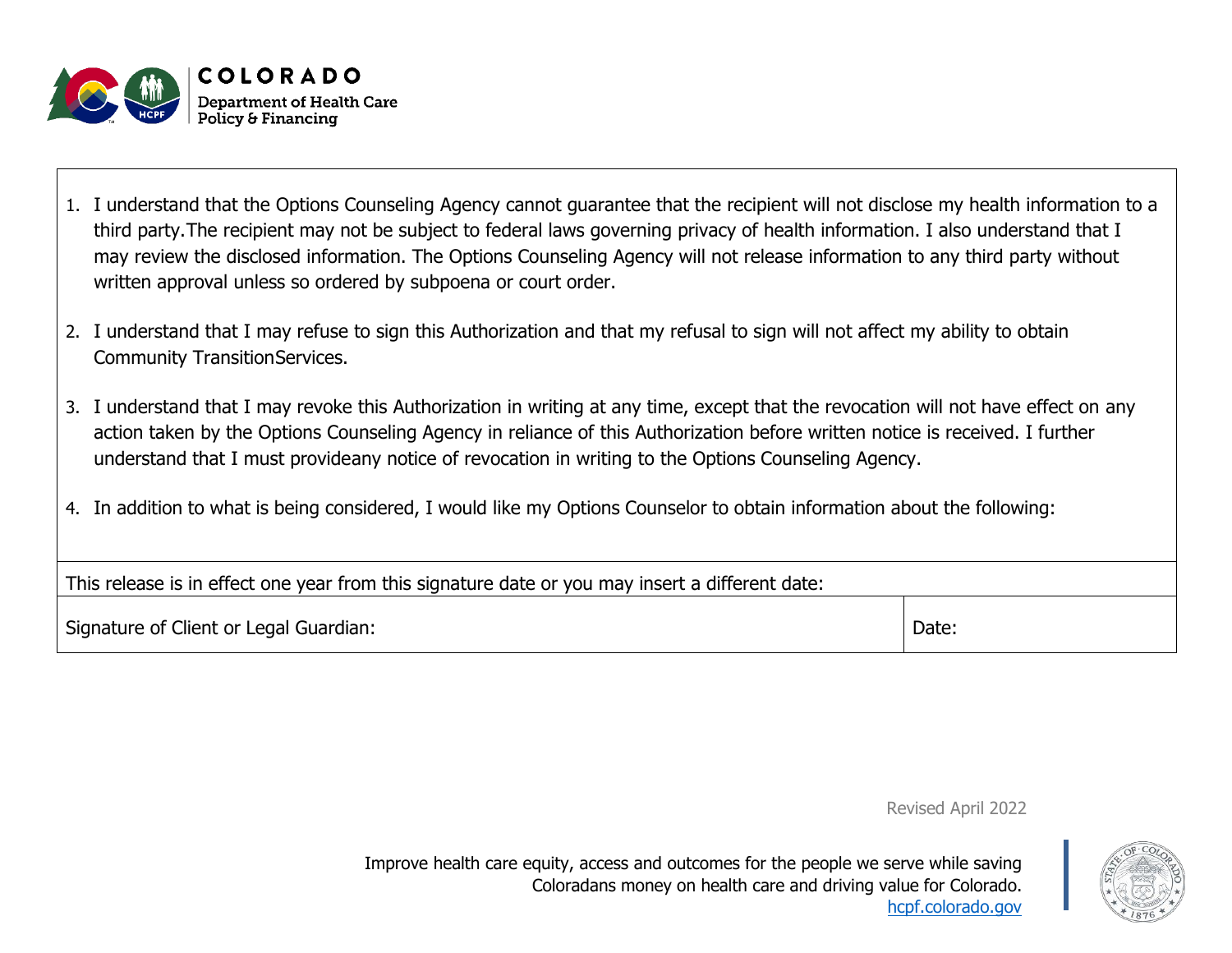1. I understand that the Options Counseling Agency cannot guarantee that the recipient will not disclose my health information to a third party.The recipient may not be subject to federal laws governing privacy of health information. I also understand that I may review the disclosed information. The Options Counseling Agency will not release information to any third party without written approval unless so ordered by subpoena or court order.

2. I understand that I may refuse to sign this Authorization and that my refusal to sign will not affect my ability to obtain Community TransitionServices.

3. I understand that I may revoke this Authorization in writing at any time, except that the revocation will not have effect on any action taken by the Options Counseling Agency in reliance of this Authorization before written notice is received. I further understand that I must provideany notice of revocation in writing to the Options Counseling Agency.

4. In addition to what is being considered, I would like my Options Counselor to obtain information about the following:

This release is in effect one year from this signature date or you may insert a different date:

| | |
|---|---|
| Signature of Client or Legal Guardian: | Date: |

Revised April 2022

Improve health care equity, access and outcomes for the people we serve while saving Coloradans money on health care and driving value for Colorado.
hcpf.colorado.gov